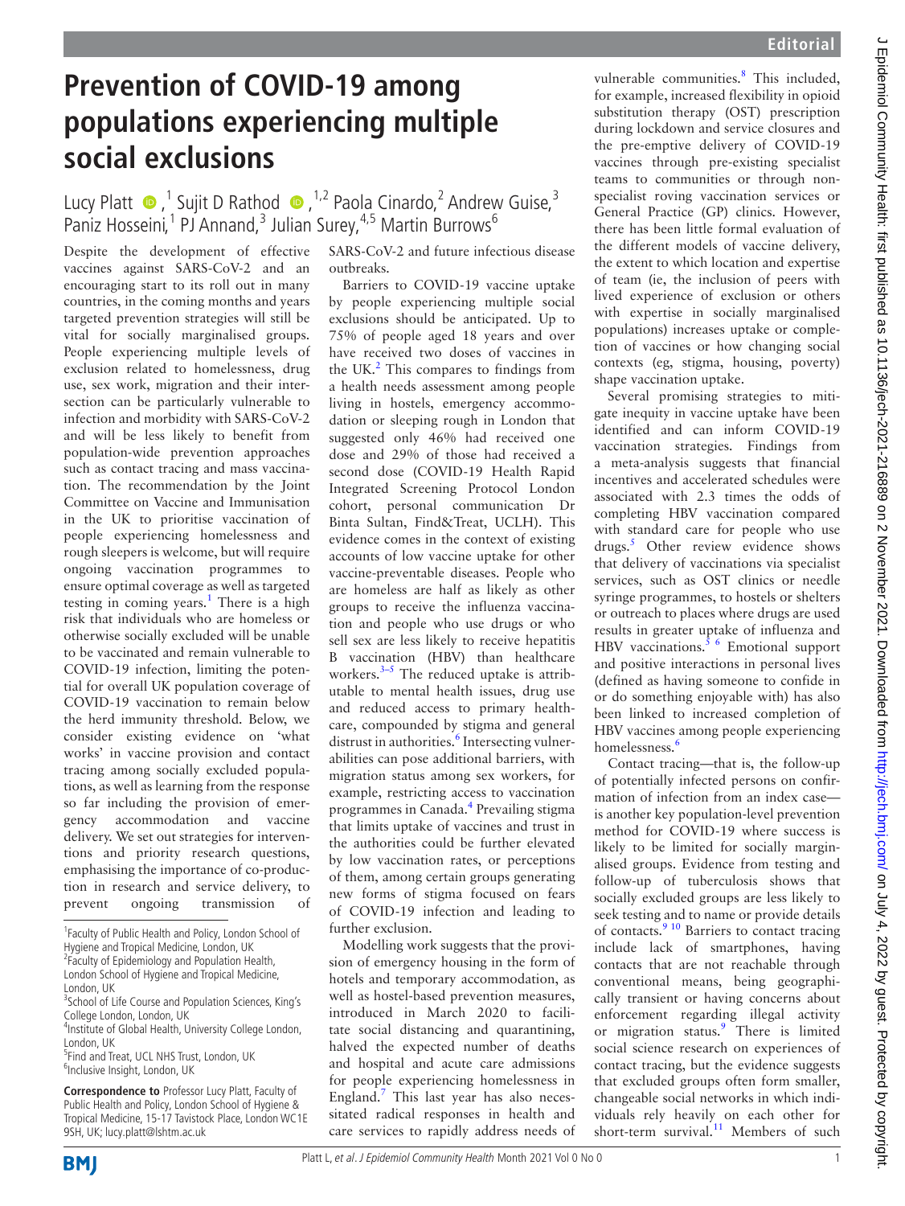# Prevention of COVID-19 among populations experiencing multiple social exclusions

Lucy Platt [1], Sujit D Rathod [1,2], Paola Cinardo,[2] Andrew Guise,[3] Paniz Hosseini,[1] PJ Annand,[3] Julian Surey,[4,5] Martin Burrows[6]

Despite the development of effective vaccines against SARS-CoV-2 and an encouraging start to its roll out in many countries, in the coming months and years targeted prevention strategies will still be vital for socially marginalised groups. People experiencing multiple levels of exclusion related to homelessness, drug use, sex work, migration and their intersection can be particularly vulnerable to infection and morbidity with SARS-CoV-2 and will be less likely to benefit from population-wide prevention approaches such as contact tracing and mass vaccination. The recommendation by the Joint Committee on Vaccine and Immunisation in the UK to prioritise vaccination of people experiencing homelessness and rough sleepers is welcome, but will require ongoing vaccination programmes to ensure optimal coverage as well as targeted testing in coming years.[1] There is a high risk that individuals who are homeless or otherwise socially excluded will be unable to be vaccinated and remain vulnerable to COVID-19 infection, limiting the potential for overall UK population coverage of COVID-19 vaccination to remain below the herd immunity threshold. Below, we consider existing evidence on 'what works' in vaccine provision and contact tracing among socially excluded populations, as well as learning from the response so far including the provision of emergency accommodation and vaccine delivery. We set out strategies for interventions and priority research questions, emphasising the importance of co-production in research and service delivery, to prevent ongoing transmission of SARS-CoV-2 and future infectious disease outbreaks.

Barriers to COVID-19 vaccine uptake by people experiencing multiple social exclusions should be anticipated. Up to 75% of people aged 18 years and over have received two doses of vaccines in the UK.[2] This compares to findings from a health needs assessment among people living in hostels, emergency accommodation or sleeping rough in London that suggested only 46% had received one dose and 29% of those had received a second dose (COVID-19 Health Rapid Integrated Screening Protocol London cohort, personal communication Dr Binta Sultan, Find&Treat, UCLH). This evidence comes in the context of existing accounts of low vaccine uptake for other vaccine-preventable diseases. People who are homeless are half as likely as other groups to receive the influenza vaccination and people who use drugs or who sell sex are less likely to receive hepatitis B vaccination (HBV) than healthcare workers.[3–5] The reduced uptake is attributable to mental health issues, drug use and reduced access to primary healthcare, compounded by stigma and general distrust in authorities.[6] Intersecting vulnerabilities can pose additional barriers, with migration status among sex workers, for example, restricting access to vaccination programmes in Canada.[4] Prevailing stigma that limits uptake of vaccines and trust in the authorities could be further elevated by low vaccination rates, or perceptions of them, among certain groups generating new forms of stigma focused on fears of COVID-19 infection and leading to further exclusion.

Modelling work suggests that the provision of emergency housing in the form of hotels and temporary accommodation, as well as hostel-based prevention measures, introduced in March 2020 to facilitate social distancing and quarantining, halved the expected number of deaths and hospital and acute care admissions for people experiencing homelessness in England.[7] This last year has also necessitated radical responses in health and care services to rapidly address needs of vulnerable communities.[8] This included, for example, increased flexibility in opioid substitution therapy (OST) prescription during lockdown and service closures and the pre-emptive delivery of COVID-19 vaccines through pre-existing specialist teams to communities or through non-specialist roving vaccination services or General Practice (GP) clinics. However, there has been little formal evaluation of the different models of vaccine delivery, the extent to which location and expertise of team (ie, the inclusion of peers with lived experience of exclusion or others with expertise in socially marginalised populations) increases uptake or completion of vaccines or how changing social contexts (eg, stigma, housing, poverty) shape vaccination uptake.

Several promising strategies to mitigate inequity in vaccine uptake have been identified and can inform COVID-19 vaccination strategies. Findings from a meta-analysis suggests that financial incentives and accelerated schedules were associated with 2.3 times the odds of completing HBV vaccination compared with standard care for people who use drugs.[5] Other review evidence shows that delivery of vaccinations via specialist services, such as OST clinics or needle syringe programmes, to hostels or shelters or outreach to places where drugs are used results in greater uptake of influenza and HBV vaccinations.[5,6] Emotional support and positive interactions in personal lives (defined as having someone to confide in or do something enjoyable with) has also been linked to increased completion of HBV vaccines among people experiencing homelessness.[6]

Contact tracing—that is, the follow-up of potentially infected persons on confirmation of infection from an index case—is another key population-level prevention method for COVID-19 where success is likely to be limited for socially marginalised groups. Evidence from testing and follow-up of tuberculosis shows that socially excluded groups are less likely to seek testing and to name or provide details of contacts.[9,10] Barriers to contact tracing include lack of smartphones, having contacts that are not reachable through conventional means, being geographically transient or having concerns about enforcement regarding illegal activity or migration status.[9] There is limited social science research on experiences of contact tracing, but the evidence suggests that excluded groups often form smaller, changeable social networks in which individuals rely heavily on each other for short-term survival.[11] Members of such

---

[1]Faculty of Public Health and Policy, London School of Hygiene and Tropical Medicine, London, UK
[2]Faculty of Epidemiology and Population Health, London School of Hygiene and Tropical Medicine, London, UK
[3]School of Life Course and Population Sciences, King's College London, London, UK
[4]Institute of Global Health, University College London, London, UK
[5]Find and Treat, UCL NHS Trust, London, UK
[6]Inclusive Insight, London, UK

**Correspondence to** Professor Lucy Platt, Faculty of Public Health and Policy, London School of Hygiene & Tropical Medicine, 15-17 Tavistock Place, London WC1E 9SH, UK; lucy.platt@lshtm.ac.uk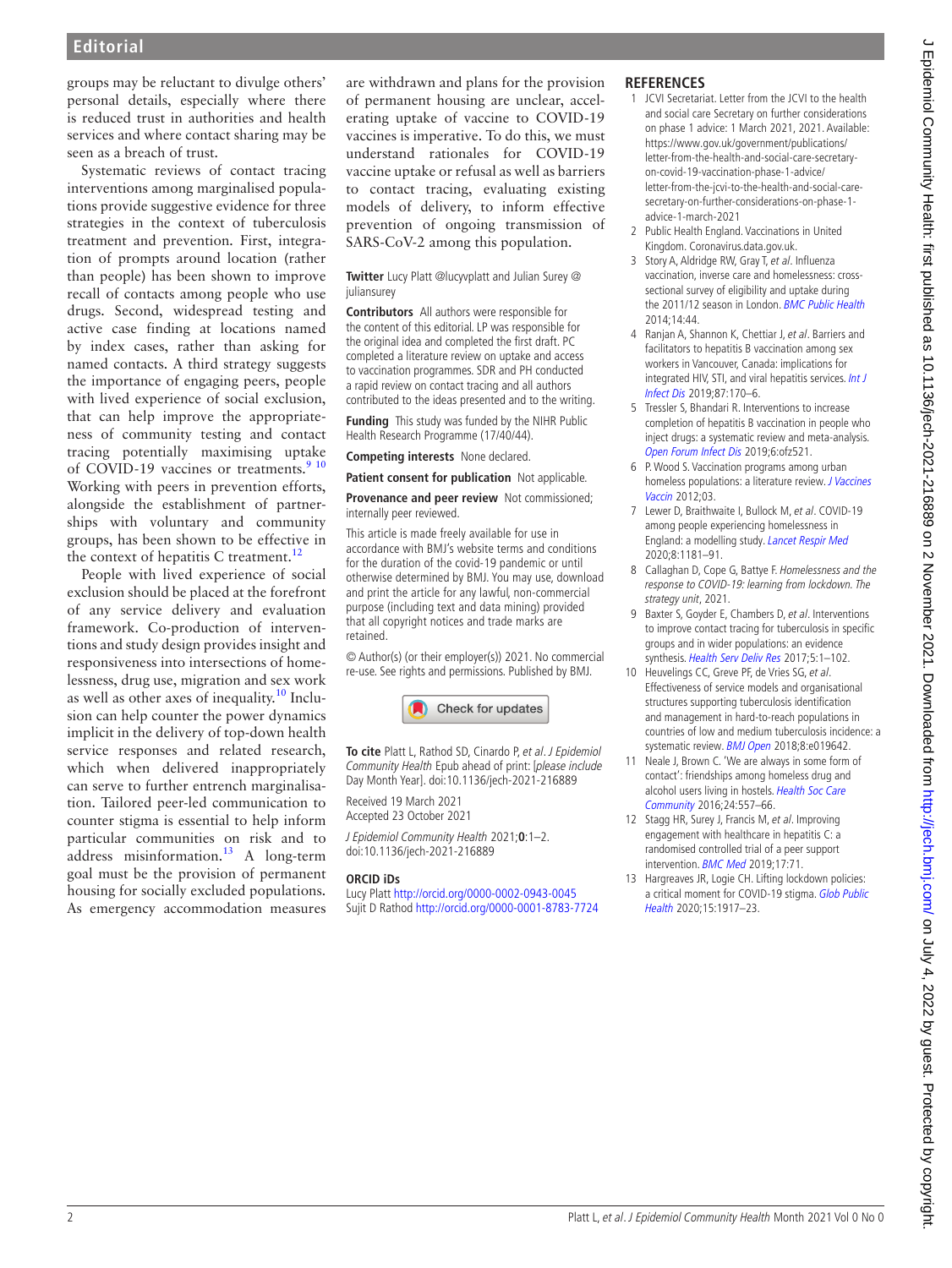groups may be reluctant to divulge others' personal details, especially where there is reduced trust in authorities and health services and where contact sharing may be seen as a breach of trust.

Systematic reviews of contact tracing interventions among marginalised populations provide suggestive evidence for three strategies in the context of tuberculosis treatment and prevention. First, integration of prompts around location (rather than people) has been shown to improve recall of contacts among people who use drugs. Second, widespread testing and active case finding at locations named by index cases, rather than asking for named contacts. A third strategy suggests the importance of engaging peers, people with lived experience of social exclusion, that can help improve the appropriateness of community testing and contact tracing potentially maximising uptake of COVID-19 vaccines or treatments.[9 10] Working with peers in prevention efforts, alongside the establishment of partnerships with voluntary and community groups, has been shown to be effective in the context of hepatitis C treatment.[12]

People with lived experience of social exclusion should be placed at the forefront of any service delivery and evaluation framework. Co-production of interventions and study design provides insight and responsiveness into intersections of homelessness, drug use, migration and sex work as well as other axes of inequality.[10] Inclusion can help counter the power dynamics implicit in the delivery of top-down health service responses and related research, which when delivered inappropriately can serve to further entrench marginalisation. Tailored peer-led communication to counter stigma is essential to help inform particular communities on risk and to address misinformation.[13] A long-term goal must be the provision of permanent housing for socially excluded populations. As emergency accommodation measures are withdrawn and plans for the provision of permanent housing are unclear, accelerating uptake of vaccine to COVID-19 vaccines is imperative. To do this, we must understand rationales for COVID-19 vaccine uptake or refusal as well as barriers to contact tracing, evaluating existing models of delivery, to inform effective prevention of ongoing transmission of SARS-CoV-2 among this population.

**Twitter** Lucy Platt @lucyvplatt and Julian Surey @juliansurey

**Contributors** All authors were responsible for the content of this editorial. LP was responsible for the original idea and completed the first draft. PC completed a literature review on uptake and access to vaccination programmes. SDR and PH conducted a rapid review on contact tracing and all authors contributed to the ideas presented and to the writing.

**Funding** This study was funded by the NIHR Public Health Research Programme (17/40/44).

**Competing interests** None declared.

**Patient consent for publication** Not applicable.

**Provenance and peer review** Not commissioned; internally peer reviewed.

This article is made freely available for use in accordance with BMJ's website terms and conditions for the duration of the covid-19 pandemic or until otherwise determined by BMJ. You may use, download and print the article for any lawful, non-commercial purpose (including text and data mining) provided that all copyright notices and trade marks are retained.

© Author(s) (or their employer(s)) 2021. No commercial re-use. See rights and permissions. Published by BMJ.

**To cite** Platt L, Rathod SD, Cinardo P, *et al*. *J Epidemiol Community Health* Epub ahead of print: [*please include* Day Month Year]. doi:10.1136/jech-2021-216889

Received 19 March 2021
Accepted 23 October 2021

*J Epidemiol Community Health* 2021;**0**:1–2. doi:10.1136/jech-2021-216889

**ORCID iDs**

Lucy Platt http://orcid.org/0000-0002-0943-0045
Sujit D Rathod http://orcid.org/0000-0001-8783-7724

## REFERENCES

1. JCVI Secretariat. Letter from the JCVI to the health and social care Secretary on further considerations on phase 1 advice: 1 March 2021, 2021. Available: https://www.gov.uk/government/publications/letter-from-the-health-and-social-care-secretary-on-covid-19-vaccination-phase-1-advice/letter-from-the-jcvi-to-the-health-and-social-care-secretary-on-further-considerations-on-phase-1-advice-1-march-2021
2. Public Health England. Vaccinations in United Kingdom. Coronavirus.data.gov.uk.
3. Story A, Aldridge RW, Gray T, *et al*. Influenza vaccination, inverse care and homelessness: cross-sectional survey of eligibility and uptake during the 2011/12 season in London. *BMC Public Health* 2014;14:44.
4. Ranjan A, Shannon K, Chettiar J, *et al*. Barriers and facilitators to hepatitis B vaccination among sex workers in Vancouver, Canada: implications for integrated HIV, STI, and viral hepatitis services. *Int J Infect Dis* 2019;87:170–6.
5. Tressler S, Bhandari R. Interventions to increase completion of hepatitis B vaccination in people who inject drugs: a systematic review and meta-analysis. *Open Forum Infect Dis* 2019;6:ofz521.
6. P. Wood S. Vaccination programs among urban homeless populations: a literature review. *J Vaccines Vaccin* 2012;03.
7. Lewer D, Braithwaite I, Bullock M, *et al*. COVID-19 among people experiencing homelessness in England: a modelling study. *Lancet Respir Med* 2020;8:1181–91.
8. Callaghan D, Cope G, Battye F. *Homelessness and the response to COVID-19: learning from lockdown. The strategy unit*, 2021.
9. Baxter S, Goyder E, Chambers D, *et al*. Interventions to improve contact tracing for tuberculosis in specific groups and in wider populations: an evidence synthesis. *Health Serv Deliv Res* 2017;5:1–102.
10. Heuvelings CC, Greve PF, de Vries SG, *et al*. Effectiveness of service models and organisational structures supporting tuberculosis identification and management in hard-to-reach populations in countries of low and medium tuberculosis incidence: a systematic review. *BMJ Open* 2018;8:e019642.
11. Neale J, Brown C. 'We are always in some form of contact': friendships among homeless drug and alcohol users living in hostels. *Health Soc Care Community* 2016;24:557–66.
12. Stagg HR, Surey J, Francis M, *et al*. Improving engagement with healthcare in hepatitis C: a randomised controlled trial of a peer support intervention. *BMC Med* 2019;17:71.
13. Hargreaves JR, Logie CH. Lifting lockdown policies: a critical moment for COVID-19 stigma. *Glob Public Health* 2020;15:1917–23.